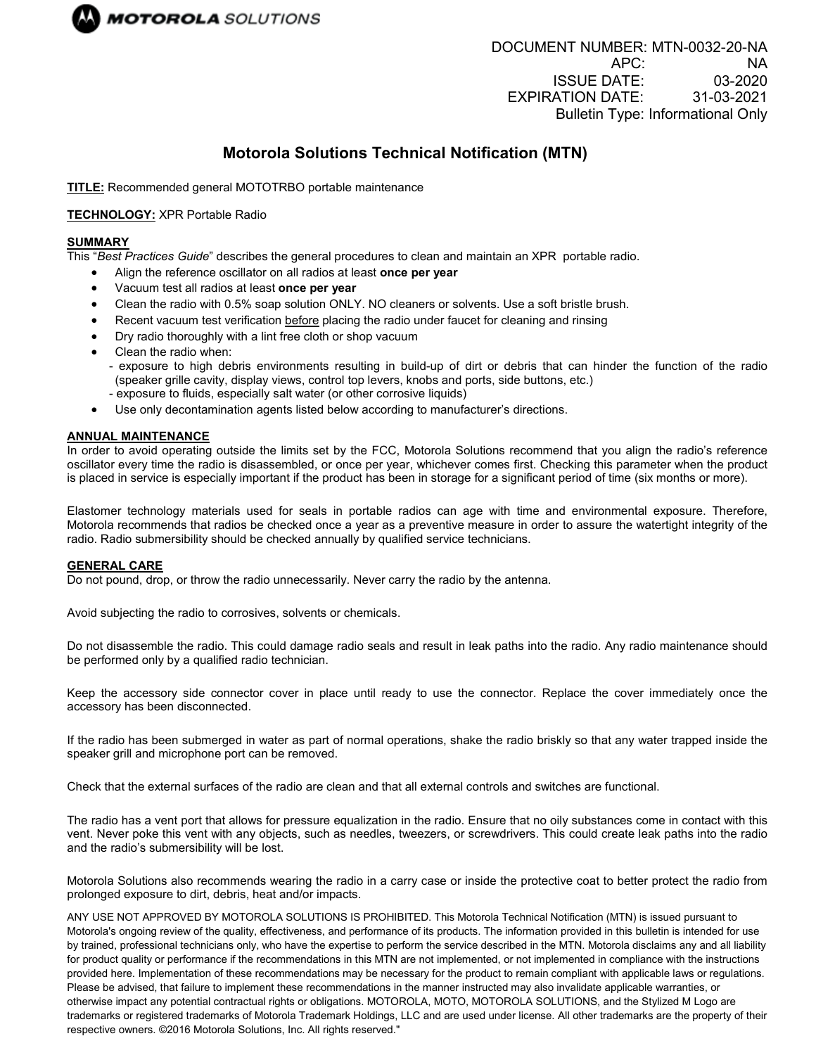**MOTOROLA SOLUTIONS**

DOCUMENT NUMBER: MTN-0032-20-NA
APC: NA
ISSUE DATE: 03-2020
EXPIRATION DATE: 31-03-2021
Bulletin Type: Informational Only

# Motorola Solutions Technical Notification (MTN)

**TITLE:** Recommended general MOTOTRBO portable maintenance

**TECHNOLOGY:** XPR Portable Radio

## SUMMARY

This "*Best Practices Guide*" describes the general procedures to clean and maintain an XPR portable radio.

- Align the reference oscillator on all radios at least **once per year**
- Vacuum test all radios at least **once per year**
- Clean the radio with 0.5% soap solution ONLY. NO cleaners or solvents. Use a soft bristle brush.
- Recent vacuum test verification before placing the radio under faucet for cleaning and rinsing
- Dry radio thoroughly with a lint free cloth or shop vacuum
- Clean the radio when:
  - exposure to high debris environments resulting in build-up of dirt or debris that can hinder the function of the radio (speaker grille cavity, display views, control top levers, knobs and ports, side buttons, etc.)
  - exposure to fluids, especially salt water (or other corrosive liquids)
- Use only decontamination agents listed below according to manufacturer's directions.

## ANNUAL MAINTENANCE

In order to avoid operating outside the limits set by the FCC, Motorola Solutions recommend that you align the radio's reference oscillator every time the radio is disassembled, or once per year, whichever comes first. Checking this parameter when the product is placed in service is especially important if the product has been in storage for a significant period of time (six months or more).

Elastomer technology materials used for seals in portable radios can age with time and environmental exposure. Therefore, Motorola recommends that radios be checked once a year as a preventive measure in order to assure the watertight integrity of the radio. Radio submersibility should be checked annually by qualified service technicians.

## GENERAL CARE

Do not pound, drop, or throw the radio unnecessarily. Never carry the radio by the antenna.

Avoid subjecting the radio to corrosives, solvents or chemicals.

Do not disassemble the radio. This could damage radio seals and result in leak paths into the radio. Any radio maintenance should be performed only by a qualified radio technician.

Keep the accessory side connector cover in place until ready to use the connector. Replace the cover immediately once the accessory has been disconnected.

If the radio has been submerged in water as part of normal operations, shake the radio briskly so that any water trapped inside the speaker grill and microphone port can be removed.

Check that the external surfaces of the radio are clean and that all external controls and switches are functional.

The radio has a vent port that allows for pressure equalization in the radio. Ensure that no oily substances come in contact with this vent. Never poke this vent with any objects, such as needles, tweezers, or screwdrivers. This could create leak paths into the radio and the radio's submersibility will be lost.

Motorola Solutions also recommends wearing the radio in a carry case or inside the protective coat to better protect the radio from prolonged exposure to dirt, debris, heat and/or impacts.

ANY USE NOT APPROVED BY MOTOROLA SOLUTIONS IS PROHIBITED. This Motorola Technical Notification (MTN) is issued pursuant to Motorola's ongoing review of the quality, effectiveness, and performance of its products. The information provided in this bulletin is intended for use by trained, professional technicians only, who have the expertise to perform the service described in the MTN. Motorola disclaims any and all liability for product quality or performance if the recommendations in this MTN are not implemented, or not implemented in compliance with the instructions provided here. Implementation of these recommendations may be necessary for the product to remain compliant with applicable laws or regulations. Please be advised, that failure to implement these recommendations in the manner instructed may also invalidate applicable warranties, or otherwise impact any potential contractual rights or obligations. MOTOROLA, MOTO, MOTOROLA SOLUTIONS, and the Stylized M Logo are trademarks or registered trademarks of Motorola Trademark Holdings, LLC and are used under license. All other trademarks are the property of their respective owners. ©2016 Motorola Solutions, Inc. All rights reserved."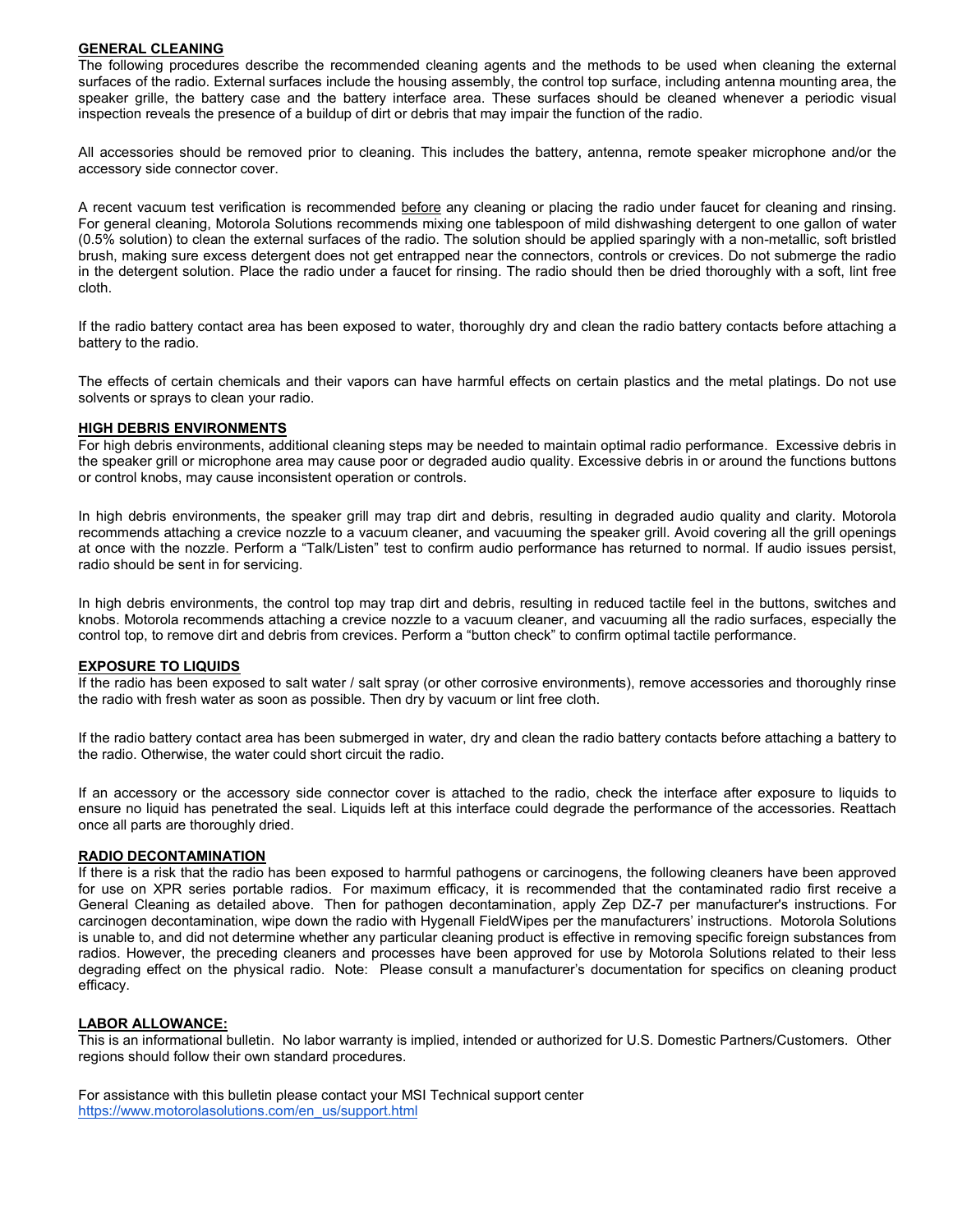## GENERAL CLEANING

The following procedures describe the recommended cleaning agents and the methods to be used when cleaning the external surfaces of the radio. External surfaces include the housing assembly, the control top surface, including antenna mounting area, the speaker grille, the battery case and the battery interface area. These surfaces should be cleaned whenever a periodic visual inspection reveals the presence of a buildup of dirt or debris that may impair the function of the radio.

All accessories should be removed prior to cleaning. This includes the battery, antenna, remote speaker microphone and/or the accessory side connector cover.

A recent vacuum test verification is recommended before any cleaning or placing the radio under faucet for cleaning and rinsing. For general cleaning, Motorola Solutions recommends mixing one tablespoon of mild dishwashing detergent to one gallon of water (0.5% solution) to clean the external surfaces of the radio. The solution should be applied sparingly with a non-metallic, soft bristled brush, making sure excess detergent does not get entrapped near the connectors, controls or crevices. Do not submerge the radio in the detergent solution. Place the radio under a faucet for rinsing. The radio should then be dried thoroughly with a soft, lint free cloth.

If the radio battery contact area has been exposed to water, thoroughly dry and clean the radio battery contacts before attaching a battery to the radio.

The effects of certain chemicals and their vapors can have harmful effects on certain plastics and the metal platings. Do not use solvents or sprays to clean your radio.

## HIGH DEBRIS ENVIRONMENTS

For high debris environments, additional cleaning steps may be needed to maintain optimal radio performance. Excessive debris in the speaker grill or microphone area may cause poor or degraded audio quality. Excessive debris in or around the functions buttons or control knobs, may cause inconsistent operation or controls.

In high debris environments, the speaker grill may trap dirt and debris, resulting in degraded audio quality and clarity. Motorola recommends attaching a crevice nozzle to a vacuum cleaner, and vacuuming the speaker grill. Avoid covering all the grill openings at once with the nozzle. Perform a "Talk/Listen" test to confirm audio performance has returned to normal. If audio issues persist, radio should be sent in for servicing.

In high debris environments, the control top may trap dirt and debris, resulting in reduced tactile feel in the buttons, switches and knobs. Motorola recommends attaching a crevice nozzle to a vacuum cleaner, and vacuuming all the radio surfaces, especially the control top, to remove dirt and debris from crevices. Perform a "button check" to confirm optimal tactile performance.

## EXPOSURE TO LIQUIDS

If the radio has been exposed to salt water / salt spray (or other corrosive environments), remove accessories and thoroughly rinse the radio with fresh water as soon as possible. Then dry by vacuum or lint free cloth.

If the radio battery contact area has been submerged in water, dry and clean the radio battery contacts before attaching a battery to the radio. Otherwise, the water could short circuit the radio.

If an accessory or the accessory side connector cover is attached to the radio, check the interface after exposure to liquids to ensure no liquid has penetrated the seal. Liquids left at this interface could degrade the performance of the accessories. Reattach once all parts are thoroughly dried.

## RADIO DECONTAMINATION

If there is a risk that the radio has been exposed to harmful pathogens or carcinogens, the following cleaners have been approved for use on XPR series portable radios. For maximum efficacy, it is recommended that the contaminated radio first receive a General Cleaning as detailed above. Then for pathogen decontamination, apply Zep DZ-7 per manufacturer's instructions. For carcinogen decontamination, wipe down the radio with Hygenall FieldWipes per the manufacturers' instructions. Motorola Solutions is unable to, and did not determine whether any particular cleaning product is effective in removing specific foreign substances from radios. However, the preceding cleaners and processes have been approved for use by Motorola Solutions related to their less degrading effect on the physical radio. Note: Please consult a manufacturer's documentation for specifics on cleaning product efficacy.

## LABOR ALLOWANCE:

This is an informational bulletin. No labor warranty is implied, intended or authorized for U.S. Domestic Partners/Customers. Other regions should follow their own standard procedures.

For assistance with this bulletin please contact your MSI Technical support center
https://www.motorolasolutions.com/en_us/support.html